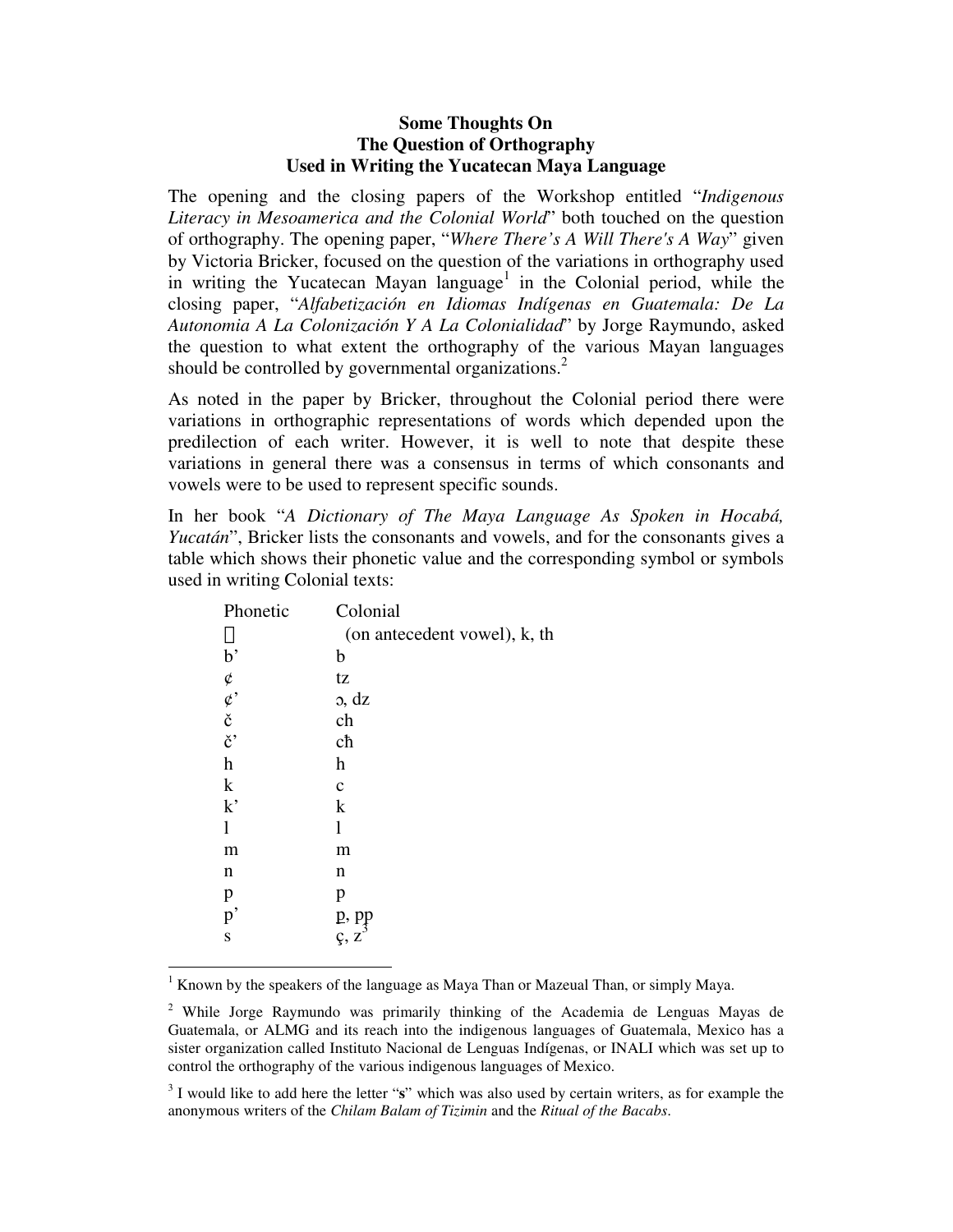**Some Thoughts On**
**The Question of Orthography**
**Used in Writing the Yucatecan Maya Language**

The opening and the closing papers of the Workshop entitled "*Indigenous Literacy in Mesoamerica and the Colonial World*" both touched on the question of orthography. The opening paper, "*Where There's A Will There's A Way*" given by Victoria Bricker, focused on the question of the variations in orthography used in writing the Yucatecan Mayan language[1] in the Colonial period, while the closing paper, "*Alfabetización en Idiomas Indígenas en Guatemala: De La Autonomia A La Colonización Y A La Colonialidad*" by Jorge Raymundo, asked the question to what extent the orthography of the various Mayan languages should be controlled by governmental organizations.[2]

As noted in the paper by Bricker, throughout the Colonial period there were variations in orthographic representations of words which depended upon the predilection of each writer. However, it is well to note that despite these variations in general there was a consensus in terms of which consonants and vowels were to be used to represent specific sounds.

In her book "*A Dictionary of The Maya Language As Spoken in Hocabá, Yucatán*", Bricker lists the consonants and vowels, and for the consonants gives a table which shows their phonetic value and the corresponding symbol or symbols used in writing Colonial texts:

| Phonetic | Colonial |
|---|---|
|  | (on antecedent vowel), k, th |
| b' | b |
| ¢ | tz |
| ¢' | ɔ, dz |
| č | ch |
| č' | cħ |
| h | h |
| k | c |
| k' | k |
| l | l |
| m | m |
| n | n |
| p | p |
| p' | p̱, pp |
| s | ç, z[3] |

[1] Known by the speakers of the language as Maya Than or Mazeual Than, or simply Maya.

[2] While Jorge Raymundo was primarily thinking of the Academia de Lenguas Mayas de Guatemala, or ALMG and its reach into the indigenous languages of Guatemala, Mexico has a sister organization called Instituto Nacional de Lenguas Indígenas, or INALI which was set up to control the orthography of the various indigenous languages of Mexico.

[3] I would like to add here the letter "s" which was also used by certain writers, as for example the anonymous writers of the *Chilam Balam of Tizimin* and the *Ritual of the Bacabs*.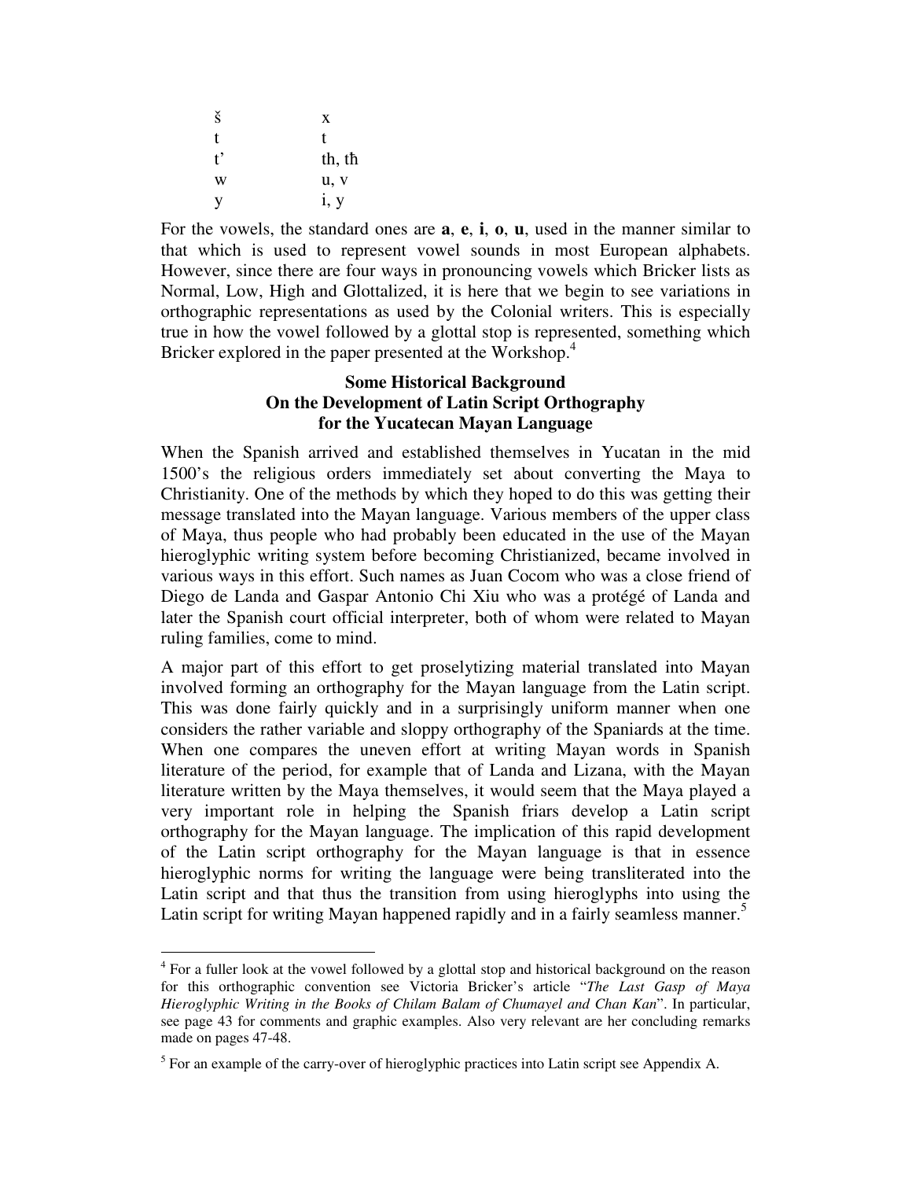| | |
|---|---|
| š | x |
| t | t |
| t’ | th, ŧħ |
| w | u, v |
| y | i, y |

For the vowels, the standard ones are **a**, **e**, **i**, **o**, **u**, used in the manner similar to that which is used to represent vowel sounds in most European alphabets. However, since there are four ways in pronouncing vowels which Bricker lists as Normal, Low, High and Glottalized, it is here that we begin to see variations in orthographic representations as used by the Colonial writers. This is especially true in how the vowel followed by a glottal stop is represented, something which Bricker explored in the paper presented at the Workshop.[4]

### Some Historical Background On the Development of Latin Script Orthography for the Yucatecan Mayan Language

When the Spanish arrived and established themselves in Yucatan in the mid 1500’s the religious orders immediately set about converting the Maya to Christianity. One of the methods by which they hoped to do this was getting their message translated into the Mayan language. Various members of the upper class of Maya, thus people who had probably been educated in the use of the Mayan hieroglyphic writing system before becoming Christianized, became involved in various ways in this effort. Such names as Juan Cocom who was a close friend of Diego de Landa and Gaspar Antonio Chi Xiu who was a protégé of Landa and later the Spanish court official interpreter, both of whom were related to Mayan ruling families, come to mind.

A major part of this effort to get proselytizing material translated into Mayan involved forming an orthography for the Mayan language from the Latin script. This was done fairly quickly and in a surprisingly uniform manner when one considers the rather variable and sloppy orthography of the Spaniards at the time. When one compares the uneven effort at writing Mayan words in Spanish literature of the period, for example that of Landa and Lizana, with the Mayan literature written by the Maya themselves, it would seem that the Maya played a very important role in helping the Spanish friars develop a Latin script orthography for the Mayan language. The implication of this rapid development of the Latin script orthography for the Mayan language is that in essence hieroglyphic norms for writing the language were being transliterated into the Latin script and that thus the transition from using hieroglyphs into using the Latin script for writing Mayan happened rapidly and in a fairly seamless manner.[5]

---

[4] For a fuller look at the vowel followed by a glottal stop and historical background on the reason for this orthographic convention see Victoria Bricker’s article “*The Last Gasp of Maya Hieroglyphic Writing in the Books of Chilam Balam of Chumayel and Chan Kan*”. In particular, see page 43 for comments and graphic examples. Also very relevant are her concluding remarks made on pages 47-48.

[5] For an example of the carry-over of hieroglyphic practices into Latin script see Appendix A.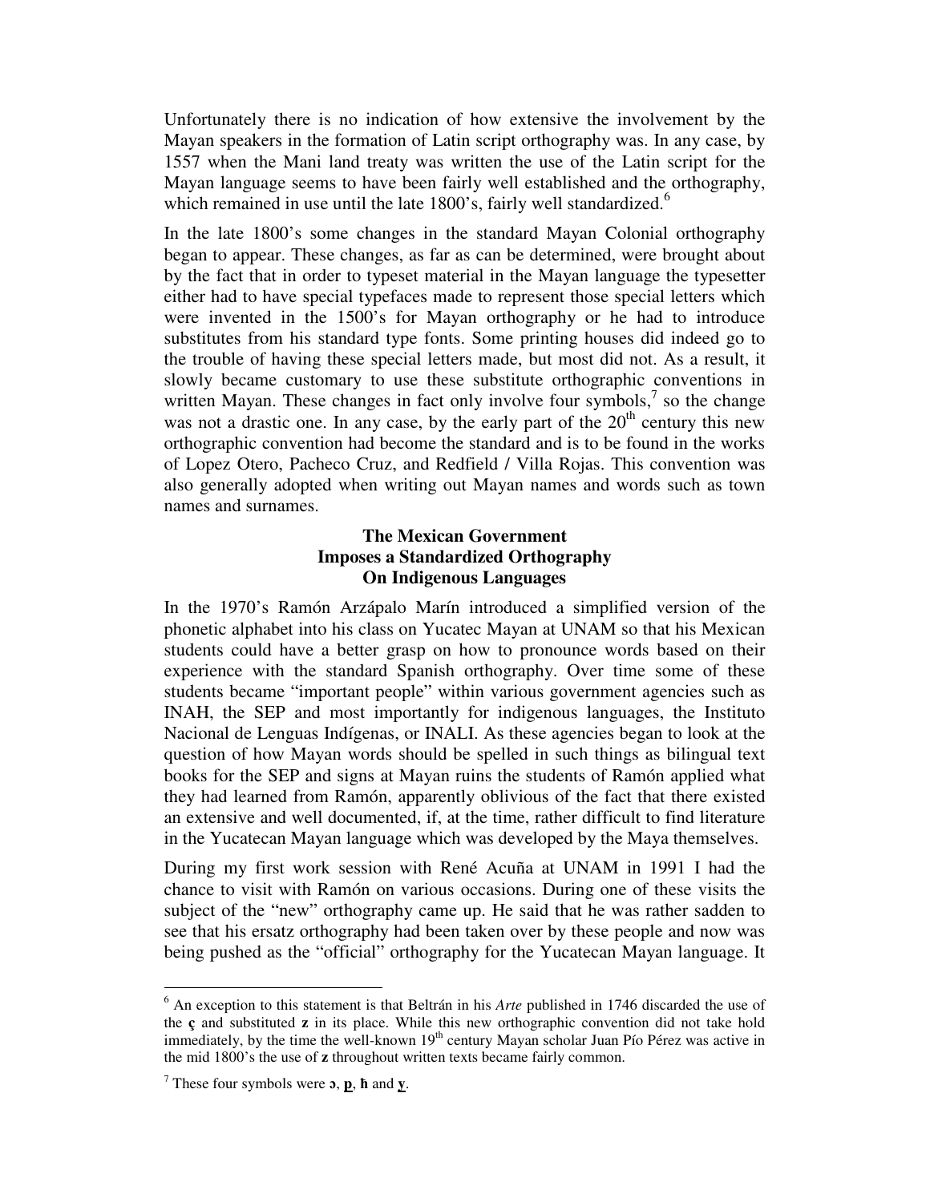Unfortunately there is no indication of how extensive the involvement by the Mayan speakers in the formation of Latin script orthography was. In any case, by 1557 when the Mani land treaty was written the use of the Latin script for the Mayan language seems to have been fairly well established and the orthography, which remained in use until the late 1800's, fairly well standardized.[6]

In the late 1800's some changes in the standard Mayan Colonial orthography began to appear. These changes, as far as can be determined, were brought about by the fact that in order to typeset material in the Mayan language the typesetter either had to have special typefaces made to represent those special letters which were invented in the 1500's for Mayan orthography or he had to introduce substitutes from his standard type fonts. Some printing houses did indeed go to the trouble of having these special letters made, but most did not. As a result, it slowly became customary to use these substitute orthographic conventions in written Mayan. These changes in fact only involve four symbols,[7] so the change was not a drastic one. In any case, by the early part of the 20th century this new orthographic convention had become the standard and is to be found in the works of Lopez Otero, Pacheco Cruz, and Redfield / Villa Rojas. This convention was also generally adopted when writing out Mayan names and words such as town names and surnames.

## The Mexican Government Imposes a Standardized Orthography On Indigenous Languages

In the 1970's Ramón Arzápalo Marín introduced a simplified version of the phonetic alphabet into his class on Yucatec Mayan at UNAM so that his Mexican students could have a better grasp on how to pronounce words based on their experience with the standard Spanish orthography. Over time some of these students became "important people" within various government agencies such as INAH, the SEP and most importantly for indigenous languages, the Instituto Nacional de Lenguas Indígenas, or INALI. As these agencies began to look at the question of how Mayan words should be spelled in such things as bilingual text books for the SEP and signs at Mayan ruins the students of Ramón applied what they had learned from Ramón, apparently oblivious of the fact that there existed an extensive and well documented, if, at the time, rather difficult to find literature in the Yucatecan Mayan language which was developed by the Maya themselves.

During my first work session with René Acuña at UNAM in 1991 I had the chance to visit with Ramón on various occasions. During one of these visits the subject of the "new" orthography came up. He said that he was rather sadden to see that his ersatz orthography had been taken over by these people and now was being pushed as the "official" orthography for the Yucatecan Mayan language. It

---

[6] An exception to this statement is that Beltrán in his *Arte* published in 1746 discarded the use of the **ç** and substituted **z** in its place. While this new orthographic convention did not take hold immediately, by the time the well-known 19th century Mayan scholar Juan Pío Pérez was active in the mid 1800's the use of **z** throughout written texts became fairly common.

[7] These four symbols were **ɔ**, **p̲**, **ħ** and **y̲**.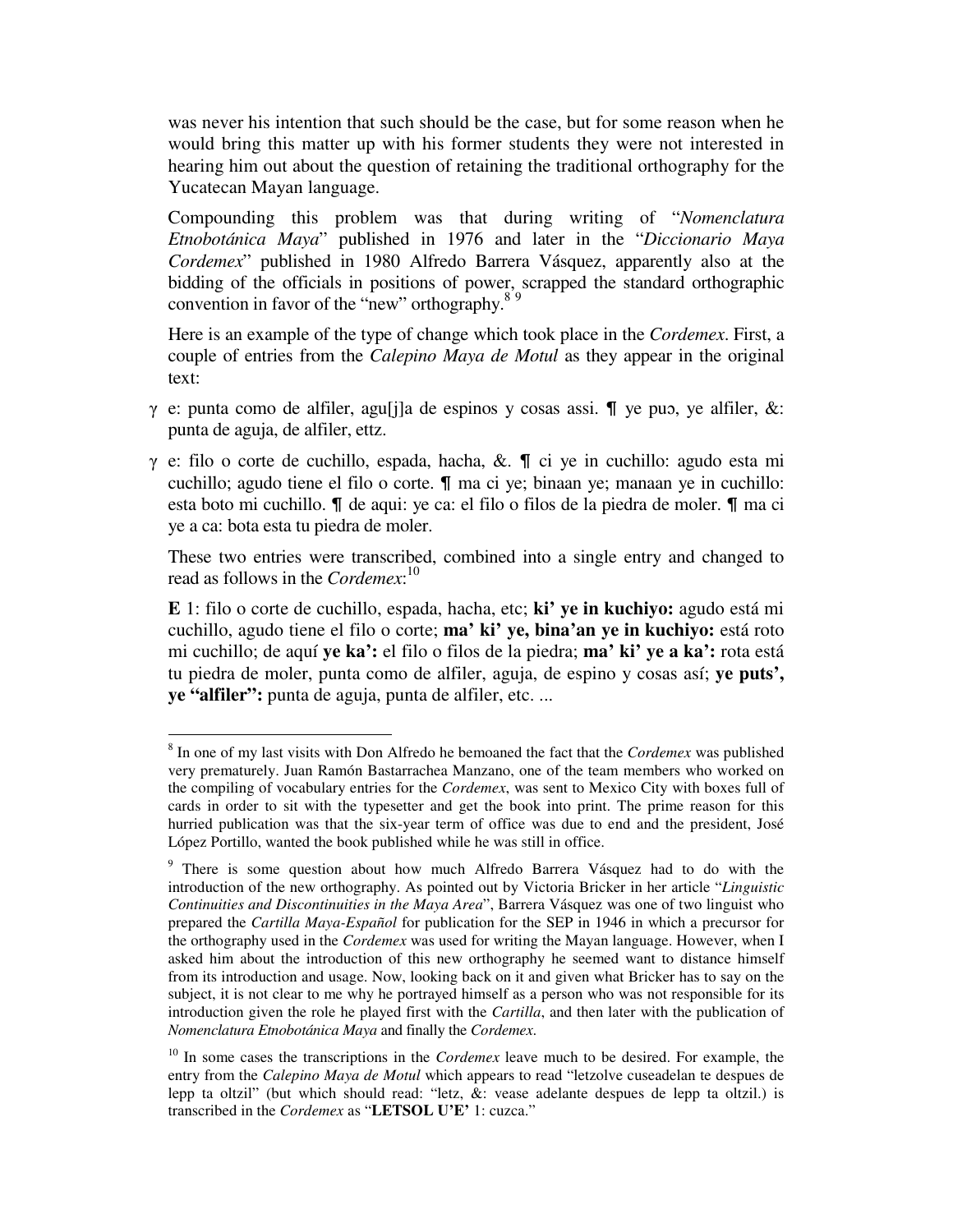was never his intention that such should be the case, but for some reason when he would bring this matter up with his former students they were not interested in hearing him out about the question of retaining the traditional orthography for the Yucatecan Mayan language.

Compounding this problem was that during writing of "*Nomenclatura Etnobotánica Maya*" published in 1976 and later in the "*Diccionario Maya Cordemex*" published in 1980 Alfredo Barrera Vásquez, apparently also at the bidding of the officials in positions of power, scrapped the standard orthographic convention in favor of the "new" orthography.[8][9]

Here is an example of the type of change which took place in the *Cordemex*. First, a couple of entries from the *Calepino Maya de Motul* as they appear in the original text:

γ e: punta como de alfiler, agu[j]a de espinos y cosas assi. ¶ ye puɔ, ye alfiler, &: punta de aguja, de alfiler, ettz.

γ e: filo o corte de cuchillo, espada, hacha, &. ¶ ci ye in cuchillo: agudo esta mi cuchillo; agudo tiene el filo o corte. ¶ ma ci ye; binaan ye; manaan ye in cuchillo: esta boto mi cuchillo. ¶ de aqui: ye ca: el filo o filos de la piedra de moler. ¶ ma ci ye a ca: bota esta tu piedra de moler.

These two entries were transcribed, combined into a single entry and changed to read as follows in the *Cordemex*:[10]

**E** 1: filo o corte de cuchillo, espada, hacha, etc; **ki' ye in kuchiyo:** agudo está mi cuchillo, agudo tiene el filo o corte; **ma' ki' ye, bina'an ye in kuchiyo:** está roto mi cuchillo; de aquí **ye ka':** el filo o filos de la piedra; **ma' ki' ye a ka':** rota está tu piedra de moler, punta como de alfiler, aguja, de espino y cosas así; **ye puts', ye "alfiler":** punta de aguja, punta de alfiler, etc. ...

---

[8] In one of my last visits with Don Alfredo he bemoaned the fact that the *Cordemex* was published very prematurely. Juan Ramón Bastarrachea Manzano, one of the team members who worked on the compiling of vocabulary entries for the *Cordemex*, was sent to Mexico City with boxes full of cards in order to sit with the typesetter and get the book into print. The prime reason for this hurried publication was that the six-year term of office was due to end and the president, José López Portillo, wanted the book published while he was still in office.

[9] There is some question about how much Alfredo Barrera Vásquez had to do with the introduction of the new orthography. As pointed out by Victoria Bricker in her article "*Linguistic Continuities and Discontinuities in the Maya Area*", Barrera Vásquez was one of two linguist who prepared the *Cartilla Maya-Español* for publication for the SEP in 1946 in which a precursor for the orthography used in the *Cordemex* was used for writing the Mayan language. However, when I asked him about the introduction of this new orthography he seemed want to distance himself from its introduction and usage. Now, looking back on it and given what Bricker has to say on the subject, it is not clear to me why he portrayed himself as a person who was not responsible for its introduction given the role he played first with the *Cartilla*, and then later with the publication of *Nomenclatura Etnobotánica Maya* and finally the *Cordemex*.

[10] In some cases the transcriptions in the *Cordemex* leave much to be desired. For example, the entry from the *Calepino Maya de Motul* which appears to read "letzolve cuseadelan te despues de lepp ta oltzil" (but which should read: "letz, &: vease adelante despues de lepp ta oltzil.) is transcribed in the *Cordemex* as "**LETSOL U'E'** 1: cuzca."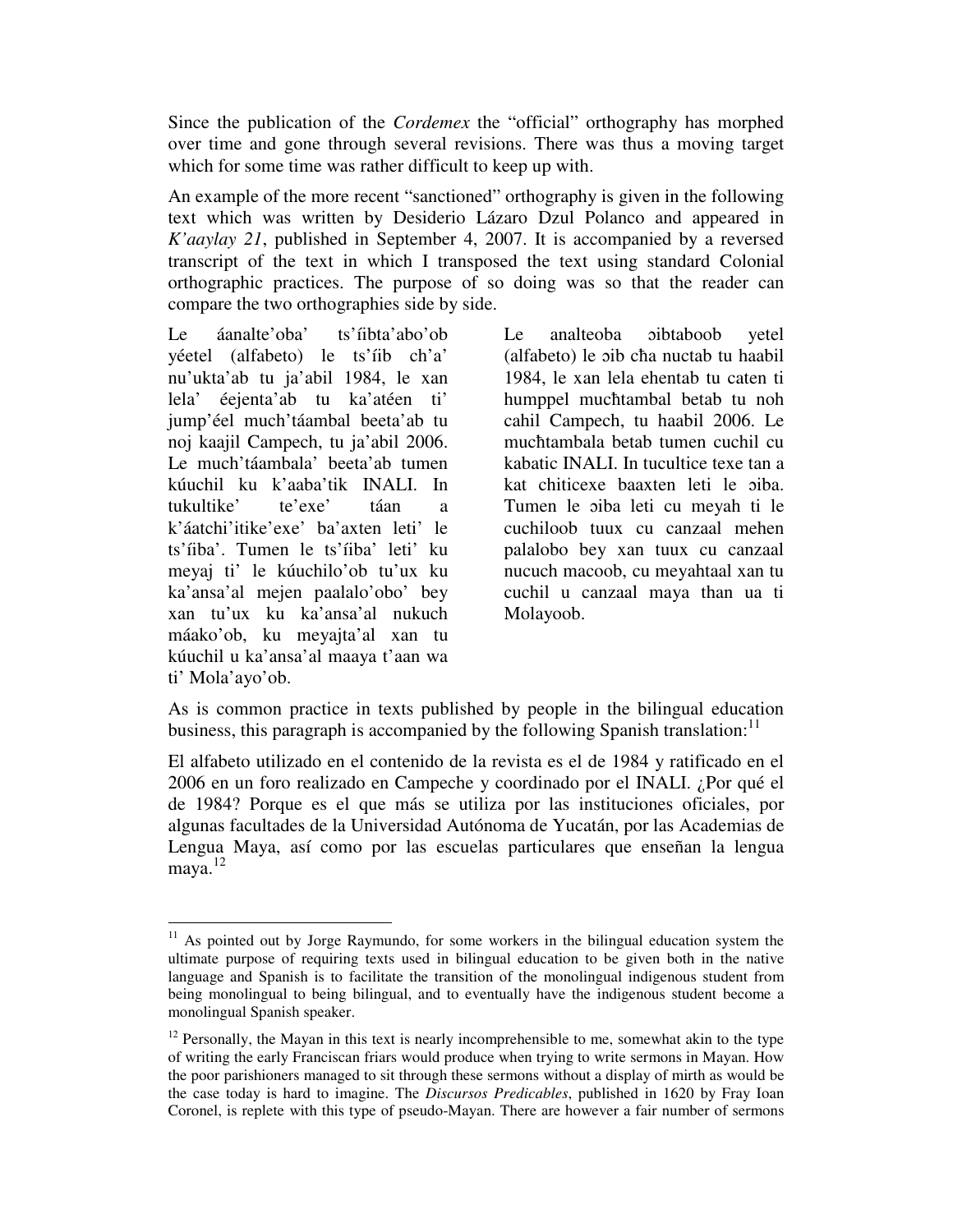Since the publication of the *Cordemex* the "official" orthography has morphed over time and gone through several revisions. There was thus a moving target which for some time was rather difficult to keep up with.

An example of the more recent "sanctioned" orthography is given in the following text which was written by Desiderio Lázaro Dzul Polanco and appeared in *K'aaylay 21*, published in September 4, 2007. It is accompanied by a reversed transcript of the text in which I transposed the text using standard Colonial orthographic practices. The purpose of so doing was so that the reader can compare the two orthographies side by side.

Le áanalte'oba' ts'íibta'abo'ob yéetel (alfabeto) le ts'íib ch'a' nu'ukta'ab tu ja'abil 1984, le xan lela' éejenta'ab tu ka'atéen ti' jump'éel much'táambal beeta'ab tu noj kaajil Campech, tu ja'abil 2006. Le much'táambala' beeta'ab tumen kúuchil ku k'aaba'tik INALI. In tukultike' te'exe' táan a k'áatchi'itike'exe' ba'axten leti' le ts'íiba'. Tumen le ts'íiba' leti' ku meyaj ti' le kúuchilo'ob tu'ux ku ka'ansa'al mejen paalalo'obo' bey xan tu'ux ku ka'ansa'al nukuch máako'ob, ku meyajta'al xan tu kúuchil u ka'ansa'al maaya t'aan wa ti' Mola'ayo'ob.

Le analteoba ɔibtaboob yetel (alfabeto) le ɔib cħa nuctab tu haabil 1984, le xan lela ehentab tu caten ti humppel mucħtambal betab tu noh cahil Campech, tu haabil 2006. Le mucħtambala betab tumen cuchil cu kabatic INALI. In tucultice texe tan a kat chiticexe baaxten leti le ɔiba. Tumen le ɔiba leti cu meyah ti le cuchiloob tuux cu canzaal mehen palalobo bey xan tuux cu canzaal nucuch macoob, cu meyahtaal xan tu cuchil u canzaal maya than ua ti Molayoob.

As is common practice in texts published by people in the bilingual education business, this paragraph is accompanied by the following Spanish translation:[11]

El alfabeto utilizado en el contenido de la revista es el de 1984 y ratificado en el 2006 en un foro realizado en Campeche y coordinado por el INALI. ¿Por qué el de 1984? Porque es el que más se utiliza por las instituciones oficiales, por algunas facultades de la Universidad Autónoma de Yucatán, por las Academias de Lengua Maya, así como por las escuelas particulares que enseñan la lengua maya.[12]

---

[11] As pointed out by Jorge Raymundo, for some workers in the bilingual education system the ultimate purpose of requiring texts used in bilingual education to be given both in the native language and Spanish is to facilitate the transition of the monolingual indigenous student from being monolingual to being bilingual, and to eventually have the indigenous student become a monolingual Spanish speaker.

[12] Personally, the Mayan in this text is nearly incomprehensible to me, somewhat akin to the type of writing the early Franciscan friars would produce when trying to write sermons in Mayan. How the poor parishioners managed to sit through these sermons without a display of mirth as would be the case today is hard to imagine. The *Discursos Predicables*, published in 1620 by Fray Ioan Coronel, is replete with this type of pseudo-Mayan. There are however a fair number of sermons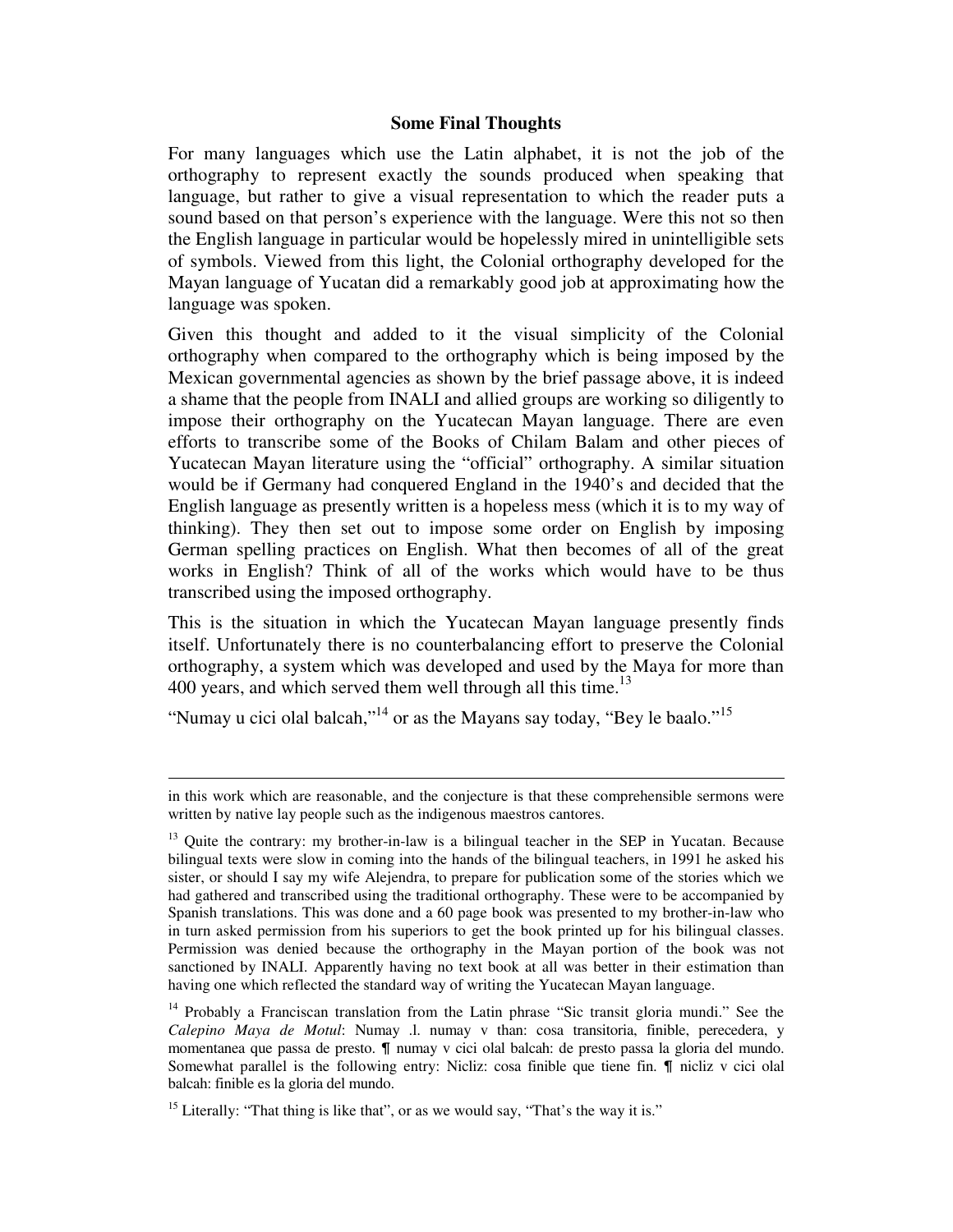## Some Final Thoughts

For many languages which use the Latin alphabet, it is not the job of the orthography to represent exactly the sounds produced when speaking that language, but rather to give a visual representation to which the reader puts a sound based on that person's experience with the language. Were this not so then the English language in particular would be hopelessly mired in unintelligible sets of symbols. Viewed from this light, the Colonial orthography developed for the Mayan language of Yucatan did a remarkably good job at approximating how the language was spoken.

Given this thought and added to it the visual simplicity of the Colonial orthography when compared to the orthography which is being imposed by the Mexican governmental agencies as shown by the brief passage above, it is indeed a shame that the people from INALI and allied groups are working so diligently to impose their orthography on the Yucatecan Mayan language. There are even efforts to transcribe some of the Books of Chilam Balam and other pieces of Yucatecan Mayan literature using the "official" orthography. A similar situation would be if Germany had conquered England in the 1940's and decided that the English language as presently written is a hopeless mess (which it is to my way of thinking). They then set out to impose some order on English by imposing German spelling practices on English. What then becomes of all of the great works in English? Think of all of the works which would have to be thus transcribed using the imposed orthography.

This is the situation in which the Yucatecan Mayan language presently finds itself. Unfortunately there is no counterbalancing effort to preserve the Colonial orthography, a system which was developed and used by the Maya for more than 400 years, and which served them well through all this time.[13]

"Numay u cici olal balcah,"[14] or as the Mayans say today, "Bey le baalo."[15]

---

in this work which are reasonable, and the conjecture is that these comprehensible sermons were written by native lay people such as the indigenous maestros cantores.

[13] Quite the contrary: my brother-in-law is a bilingual teacher in the SEP in Yucatan. Because bilingual texts were slow in coming into the hands of the bilingual teachers, in 1991 he asked his sister, or should I say my wife Alejendra, to prepare for publication some of the stories which we had gathered and transcribed using the traditional orthography. These were to be accompanied by Spanish translations. This was done and a 60 page book was presented to my brother-in-law who in turn asked permission from his superiors to get the book printed up for his bilingual classes. Permission was denied because the orthography in the Mayan portion of the book was not sanctioned by INALI. Apparently having no text book at all was better in their estimation than having one which reflected the standard way of writing the Yucatecan Mayan language.

[14] Probably a Franciscan translation from the Latin phrase "Sic transit gloria mundi." See the *Calepino Maya de Motul*: Numay .l. numay v than: cosa transitoria, finible, perecedera, y momentanea que passa de presto. ¶ numay v cici olal balcah: de presto passa la gloria del mundo. Somewhat parallel is the following entry: Nicliz: cosa finible que tiene fin. ¶ nicliz v cici olal balcah: finible es la gloria del mundo.

[15] Literally: "That thing is like that", or as we would say, "That's the way it is."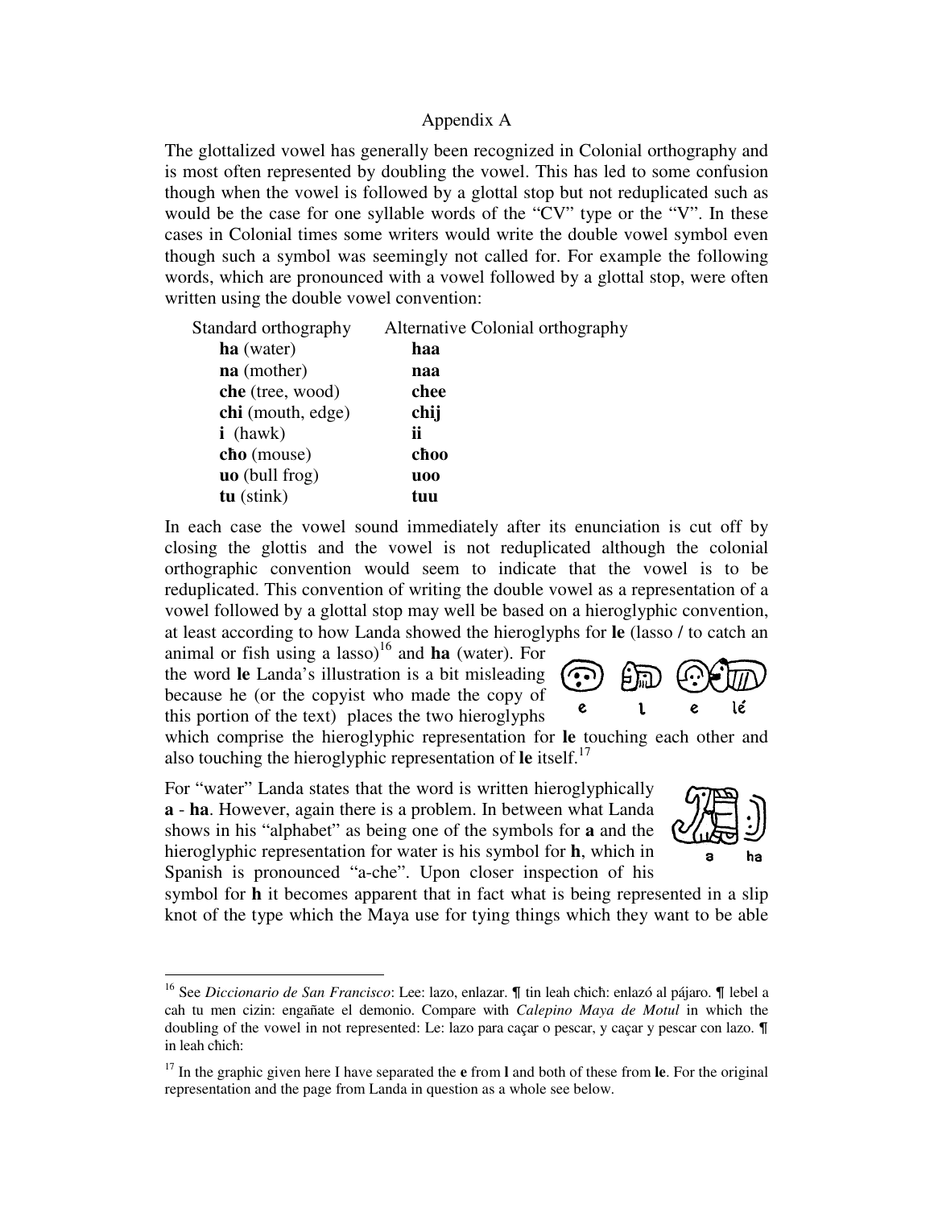# Appendix A

The glottalized vowel has generally been recognized in Colonial orthography and is most often represented by doubling the vowel. This has led to some confusion though when the vowel is followed by a glottal stop but not reduplicated such as would be the case for one syllable words of the "CV" type or the "V". In these cases in Colonial times some writers would write the double vowel symbol even though such a symbol was seemingly not called for. For example the following words, which are pronounced with a vowel followed by a glottal stop, were often written using the double vowel convention:

| Standard orthography | Alternative Colonial orthography |
| --- | --- |
| **ha** (water) | **haa** |
| **na** (mother) | **naa** |
| **che** (tree, wood) | **chee** |
| **chi** (mouth, edge) | **chij** |
| **i** (hawk) | **ii** |
| **cħo** (mouse) | **cħoo** |
| **uo** (bull frog) | **uoo** |
| **tu** (stink) | **tuu** |

In each case the vowel sound immediately after its enunciation is cut off by closing the glottis and the vowel is not reduplicated although the colonial orthographic convention would seem to indicate that the vowel is to be reduplicated. This convention of writing the double vowel as a representation of a vowel followed by a glottal stop may well be based on a hieroglyphic convention, at least according to how Landa showed the hieroglyphs for **le** (lasso / to catch an animal or fish using a lasso)[16] and **ha** (water). For the word **le** Landa's illustration is a bit misleading because he (or the copyist who made the copy of this portion of the text) places the two hieroglyphs which comprise the hieroglyphic representation for **le** touching each other and also touching the hieroglyphic representation of **le** itself.[17]

e l e lé

For "water" Landa states that the word is written hieroglyphically **a** - **ha**. However, again there is a problem. In between what Landa shows in his "alphabet" as being one of the symbols for **a** and the hieroglyphic representation for water is his symbol for **h**, which in Spanish is pronounced "a-che". Upon closer inspection of his symbol for **h** it becomes apparent that in fact what is being represented in a slip knot of the type which the Maya use for tying things which they want to be able

a ha

---

[16] See *Diccionario de San Francisco*: Lee: lazo, enlazar. ¶ tin leah cħicħ: enlazó al pájaro. ¶ lebel a cah tu men cizin: engañate el demonio. Compare with *Calepino Maya de Motul* in which the doubling of the vowel in not represented: Le: lazo para caçar o pescar, y caçar y pescar con lazo. ¶ in leah cħicħ:

[17] In the graphic given here I have separated the **e** from **l** and both of these from **le**. For the original representation and the page from Landa in question as a whole see below.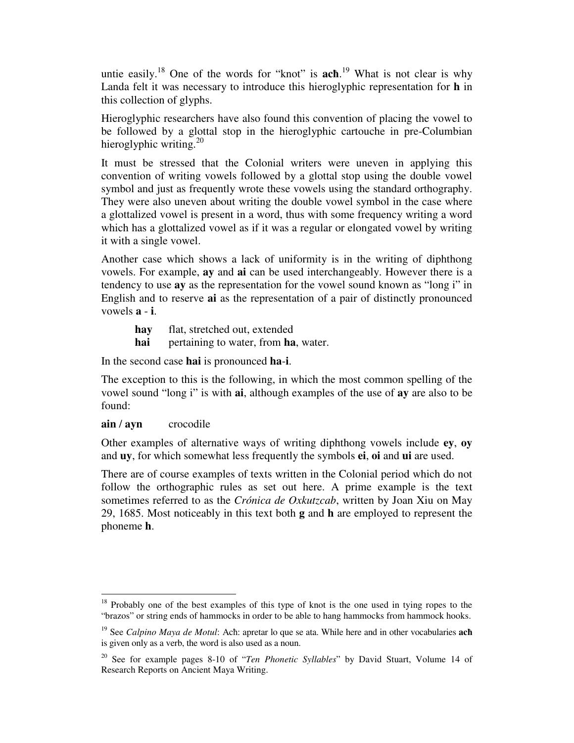untie easily.[18] One of the words for "knot" is **acħ**.[19] What is not clear is why Landa felt it was necessary to introduce this hieroglyphic representation for **h** in this collection of glyphs.

Hieroglyphic researchers have also found this convention of placing the vowel to be followed by a glottal stop in the hieroglyphic cartouche in pre-Columbian hieroglyphic writing.[20]

It must be stressed that the Colonial writers were uneven in applying this convention of writing vowels followed by a glottal stop using the double vowel symbol and just as frequently wrote these vowels using the standard orthography. They were also uneven about writing the double vowel symbol in the case where a glottalized vowel is present in a word, thus with some frequency writing a word which has a glottalized vowel as if it was a regular or elongated vowel by writing it with a single vowel.

Another case which shows a lack of uniformity is in the writing of diphthong vowels. For example, **ay** and **ai** can be used interchangeably. However there is a tendency to use **ay** as the representation for the vowel sound known as "long i" in English and to reserve **ai** as the representation of a pair of distinctly pronounced vowels **a** - **i**.

**hay** flat, stretched out, extended
**hai** pertaining to water, from **ha**, water.

In the second case **hai** is pronounced **ha**-**i**.

The exception to this is the following, in which the most common spelling of the vowel sound "long i" is with **ai**, although examples of the use of **ay** are also to be found:

**ain / ayn** crocodile

Other examples of alternative ways of writing diphthong vowels include **ey**, **oy** and **uy**, for which somewhat less frequently the symbols **ei**, **oi** and **ui** are used.

There are of course examples of texts written in the Colonial period which do not follow the orthographic rules as set out here. A prime example is the text sometimes referred to as the *Crónica de Oxkutzcab*, written by Joan Xiu on May 29, 1685. Most noticeably in this text both **g** and **h** are employed to represent the phoneme **h**.

---

[18] Probably one of the best examples of this type of knot is the one used in tying ropes to the "brazos" or string ends of hammocks in order to be able to hang hammocks from hammock hooks.

[19] See *Calpino Maya de Motul*: Acħ: apretar lo que se ata. While here and in other vocabularies **acħ** is given only as a verb, the word is also used as a noun.

[20] See for example pages 8-10 of "*Ten Phonetic Syllables*" by David Stuart, Volume 14 of Research Reports on Ancient Maya Writing.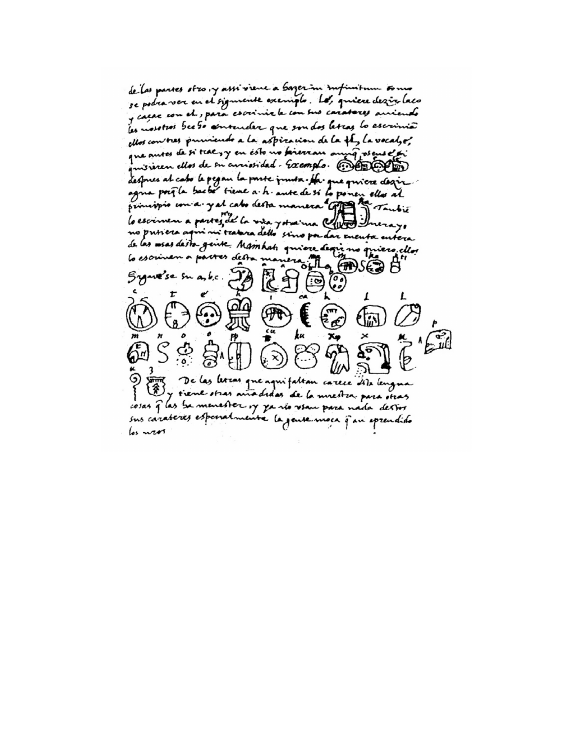de las partes otro, y assi viene a hazer in infinitum como se podra ver en el siguiente exemplo. Le, quiere dezir laco y caçar con el, para escrivirle con sus carateres aviendo les nosotros hecho entender que son dos letras lo escrivian ellos con tres poniendo a la aspiracion de la ele, la vocal e, que antes de si trae, y en esto no hierran aunque usen de e si quisieren ellos de su curiosidad. Exemplo. despues al cabo le pegan la parte junta. Ha que quiere dezir agua porque la hache tiene a. h. ante de si lo ponen ellos al principio con a. y al cabo desta manera a ha Tambien lo escriven a partes, de la una y otra manera, yo no pusiera aqui ni tratara dello sino por dar cuenta entera de las cosas desta gente. Ma in kati quiere dezir no quiero, ellos lo escriven a partes desta manera ma i n ka ti

Siguese su a, b, c.

a a a b b c t e h i ca k l l m n o o pp p cu ku x x u u z

De las letras que aqui faltan carece esta lengua y tiene otras añadidas de la nuestra para otras cosas que las ha menester, y ya no usan para nada destos sus carateres especialmente la gente moça que han aprendido los nuestros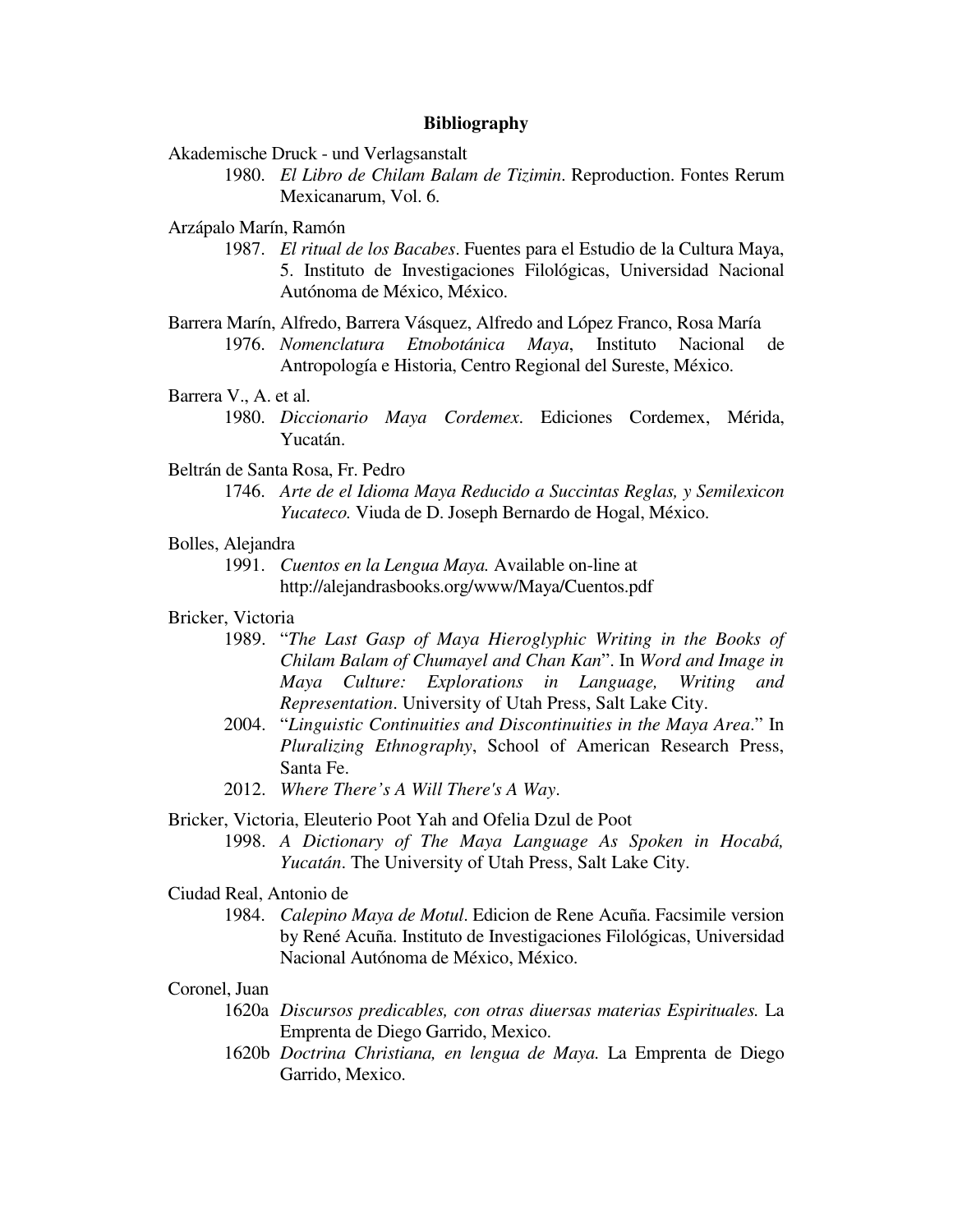**Bibliography**

Akademische Druck - und Verlagsanstalt

1980. *El Libro de Chilam Balam de Tizimin*. Reproduction. Fontes Rerum Mexicanarum, Vol. 6.

Arzápalo Marín, Ramón

1987. *El ritual de los Bacabes*. Fuentes para el Estudio de la Cultura Maya, 5. Instituto de Investigaciones Filológicas, Universidad Nacional Autónoma de México, México.

Barrera Marín, Alfredo, Barrera Vásquez, Alfredo and López Franco, Rosa María

1976. *Nomenclatura Etnobotánica Maya*, Instituto Nacional de Antropología e Historia, Centro Regional del Sureste, México.

Barrera V., A. et al.

1980. *Diccionario Maya Cordemex*. Ediciones Cordemex, Mérida, Yucatán.

Beltrán de Santa Rosa, Fr. Pedro

1746. *Arte de el Idioma Maya Reducido a Succintas Reglas, y Semilexicon Yucateco.* Viuda de D. Joseph Bernardo de Hogal, México.

Bolles, Alejandra

1991. *Cuentos en la Lengua Maya.* Available on-line at http://alejandrasbooks.org/www/Maya/Cuentos.pdf

Bricker, Victoria

1989. "*The Last Gasp of Maya Hieroglyphic Writing in the Books of Chilam Balam of Chumayel and Chan Kan*". In *Word and Image in Maya Culture: Explorations in Language, Writing and Representation*. University of Utah Press, Salt Lake City.

2004. "*Linguistic Continuities and Discontinuities in the Maya Area*." In *Pluralizing Ethnography*, School of American Research Press, Santa Fe.

2012. *Where There's A Will There's A Way*.

Bricker, Victoria, Eleuterio Poot Yah and Ofelia Dzul de Poot

1998. *A Dictionary of The Maya Language As Spoken in Hocabá, Yucatán*. The University of Utah Press, Salt Lake City.

Ciudad Real, Antonio de

1984. *Calepino Maya de Motul*. Edicion de Rene Acuña. Facsimile version by René Acuña. Instituto de Investigaciones Filológicas, Universidad Nacional Autónoma de México, México.

Coronel, Juan

1620a *Discursos predicables, con otras diuersas materias Espirituales.* La Emprenta de Diego Garrido, Mexico.

1620b *Doctrina Christiana, en lengua de Maya.* La Emprenta de Diego Garrido, Mexico.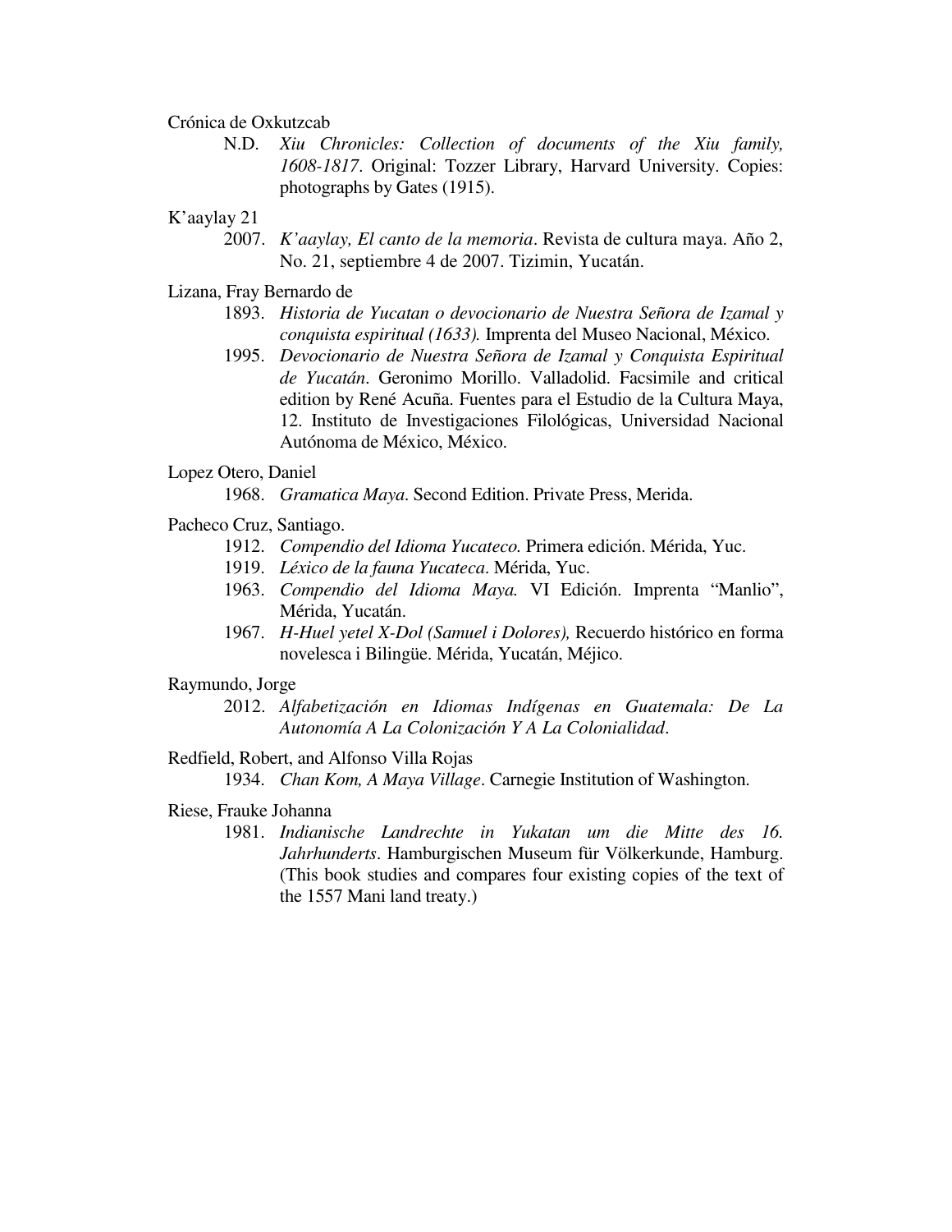Crónica de Oxkutzcab

N.D. *Xiu Chronicles: Collection of documents of the Xiu family, 1608-1817*. Original: Tozzer Library, Harvard University. Copies: photographs by Gates (1915).

K'aaylay 21

2007. *K'aaylay, El canto de la memoria*. Revista de cultura maya. Año 2, No. 21, septiembre 4 de 2007. Tizimin, Yucatán.

Lizana, Fray Bernardo de

1893. *Historia de Yucatan o devocionario de Nuestra Señora de Izamal y conquista espiritual (1633).* Imprenta del Museo Nacional, México.

1995. *Devocionario de Nuestra Señora de Izamal y Conquista Espiritual de Yucatán*. Geronimo Morillo. Valladolid. Facsimile and critical edition by René Acuña. Fuentes para el Estudio de la Cultura Maya, 12. Instituto de Investigaciones Filológicas, Universidad Nacional Autónoma de México, México.

Lopez Otero, Daniel

1968. *Gramatica Maya*. Second Edition. Private Press, Merida.

Pacheco Cruz, Santiago.

1912. *Compendio del Idioma Yucateco.* Primera edición. Mérida, Yuc.

1919. *Léxico de la fauna Yucateca*. Mérida, Yuc.

1963. *Compendio del Idioma Maya.* VI Edición. Imprenta "Manlio", Mérida, Yucatán.

1967. *H-Huel yetel X-Dol (Samuel i Dolores),* Recuerdo histórico en forma novelesca i Bilingüe. Mérida, Yucatán, Méjico.

Raymundo, Jorge

2012. *Alfabetización en Idiomas Indígenas en Guatemala: De La Autonomía A La Colonización Y A La Colonialidad*.

Redfield, Robert, and Alfonso Villa Rojas

1934. *Chan Kom, A Maya Village*. Carnegie Institution of Washington.

Riese, Frauke Johanna

1981. *Indianische Landrechte in Yukatan um die Mitte des 16. Jahrhunderts*. Hamburgischen Museum für Völkerkunde, Hamburg. (This book studies and compares four existing copies of the text of the 1557 Mani land treaty.)